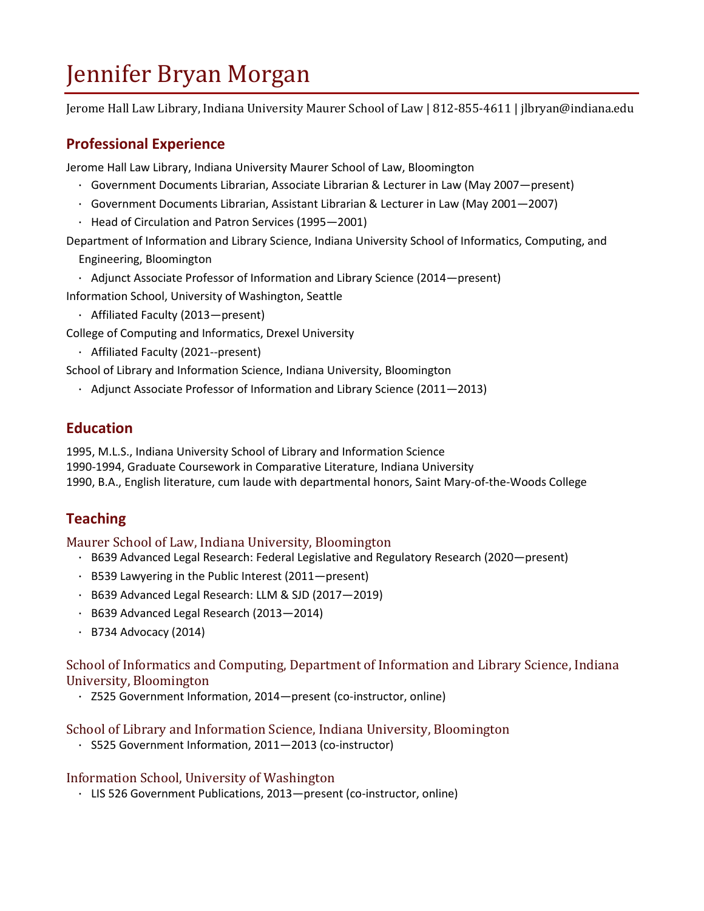# Jennifer Bryan Morgan

Jerome Hall Law Library, Indiana University Maurer School of Law | 812-855-4611 | jlbryan@indiana.edu

## Professional Experience

Jerome Hall Law Library, Indiana University Maurer School of Law, Bloomington

- Government Documents Librarian, Associate Librarian & Lecturer in Law (May 2007—present)
- Government Documents Librarian, Assistant Librarian & Lecturer in Law (May 2001—2007)
- Head of Circulation and Patron Services (1995—2001)

Department of Information and Library Science, Indiana University School of Informatics, Computing, and Engineering, Bloomington

- Adjunct Associate Professor of Information and Library Science (2014—present)

Information School, University of Washington, Seattle

- Affiliated Faculty (2013—present)

College of Computing and Informatics, Drexel University

- Affiliated Faculty (2021--present)

School of Library and Information Science, Indiana University, Bloomington

- Adjunct Associate Professor of Information and Library Science (2011—2013)

## Education

1995, M.L.S., Indiana University School of Library and Information Science
1990-1994, Graduate Coursework in Comparative Literature, Indiana University
1990, B.A., English literature, cum laude with departmental honors, Saint Mary-of-the-Woods College

## Teaching

### Maurer School of Law, Indiana University, Bloomington

- B639 Advanced Legal Research: Federal Legislative and Regulatory Research (2020—present)
- B539 Lawyering in the Public Interest (2011—present)
- B639 Advanced Legal Research: LLM & SJD (2017—2019)
- B639 Advanced Legal Research (2013—2014)
- B734 Advocacy (2014)

### School of Informatics and Computing, Department of Information and Library Science, Indiana University, Bloomington

- Z525 Government Information, 2014—present (co-instructor, online)

### School of Library and Information Science, Indiana University, Bloomington

- S525 Government Information, 2011—2013 (co-instructor)

### Information School, University of Washington

- LIS 526 Government Publications, 2013—present (co-instructor, online)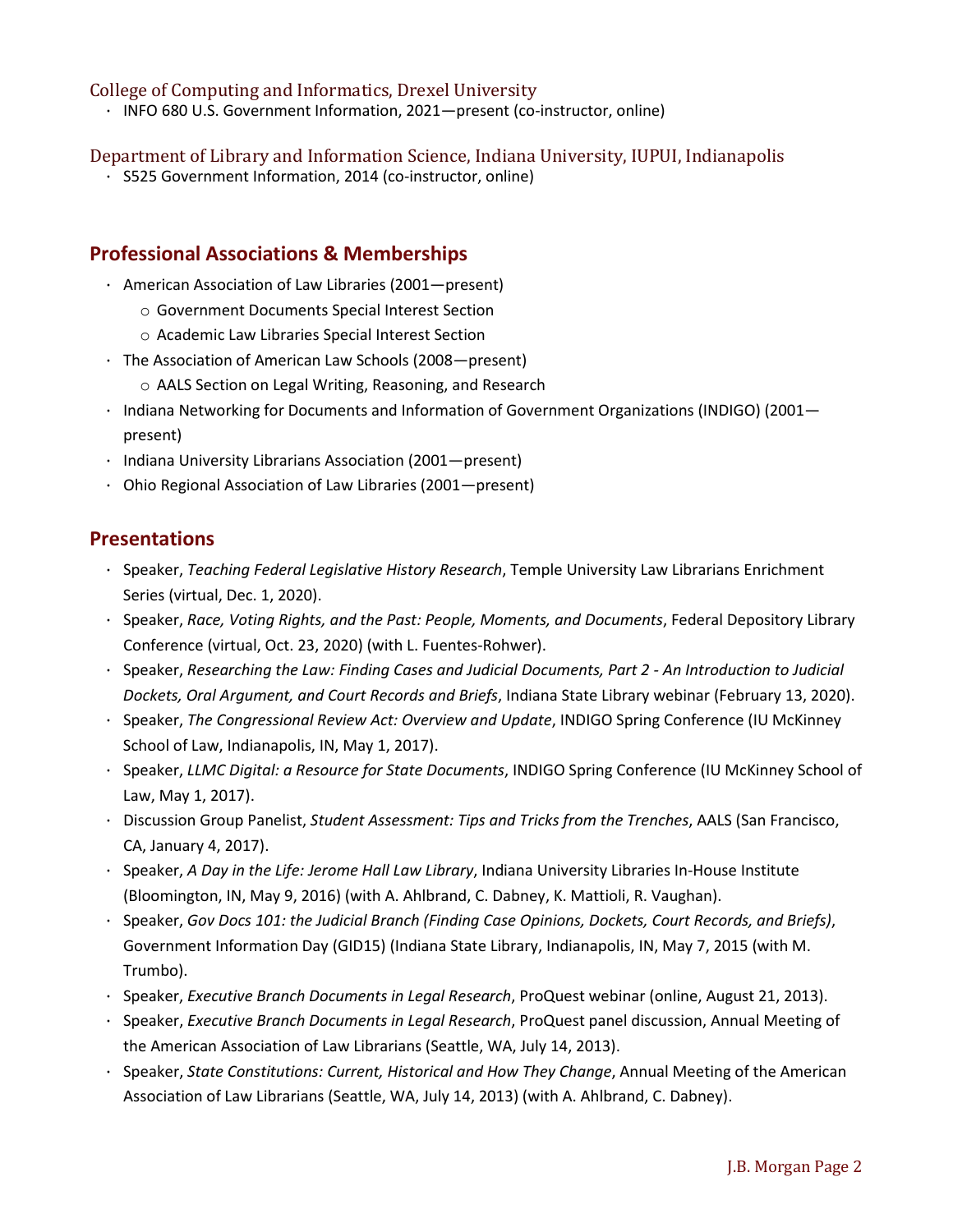### College of Computing and Informatics, Drexel University

- INFO 680 U.S. Government Information, 2021—present (co-instructor, online)

### Department of Library and Information Science, Indiana University, IUPUI, Indianapolis

- S525 Government Information, 2014 (co-instructor, online)

## Professional Associations & Memberships

- American Association of Law Libraries (2001—present)
  - Government Documents Special Interest Section
  - Academic Law Libraries Special Interest Section
- The Association of American Law Schools (2008—present)
  - AALS Section on Legal Writing, Reasoning, and Research
- Indiana Networking for Documents and Information of Government Organizations (INDIGO) (2001—present)
- Indiana University Librarians Association (2001—present)
- Ohio Regional Association of Law Libraries (2001—present)

## Presentations

- Speaker, *Teaching Federal Legislative History Research*, Temple University Law Librarians Enrichment Series (virtual, Dec. 1, 2020).
- Speaker, *Race, Voting Rights, and the Past: People, Moments, and Documents*, Federal Depository Library Conference (virtual, Oct. 23, 2020) (with L. Fuentes-Rohwer).
- Speaker, *Researching the Law: Finding Cases and Judicial Documents, Part 2 - An Introduction to Judicial Dockets, Oral Argument, and Court Records and Briefs*, Indiana State Library webinar (February 13, 2020).
- Speaker, *The Congressional Review Act: Overview and Update*, INDIGO Spring Conference (IU McKinney School of Law, Indianapolis, IN, May 1, 2017).
- Speaker, *LLMC Digital: a Resource for State Documents*, INDIGO Spring Conference (IU McKinney School of Law, May 1, 2017).
- Discussion Group Panelist, *Student Assessment: Tips and Tricks from the Trenches*, AALS (San Francisco, CA, January 4, 2017).
- Speaker, *A Day in the Life: Jerome Hall Law Library*, Indiana University Libraries In-House Institute (Bloomington, IN, May 9, 2016) (with A. Ahlbrand, C. Dabney, K. Mattioli, R. Vaughan).
- Speaker, *Gov Docs 101: the Judicial Branch (Finding Case Opinions, Dockets, Court Records, and Briefs)*, Government Information Day (GID15) (Indiana State Library, Indianapolis, IN, May 7, 2015 (with M. Trumbo).
- Speaker, *Executive Branch Documents in Legal Research*, ProQuest webinar (online, August 21, 2013).
- Speaker, *Executive Branch Documents in Legal Research*, ProQuest panel discussion, Annual Meeting of the American Association of Law Librarians (Seattle, WA, July 14, 2013).
- Speaker, *State Constitutions: Current, Historical and How They Change*, Annual Meeting of the American Association of Law Librarians (Seattle, WA, July 14, 2013) (with A. Ahlbrand, C. Dabney).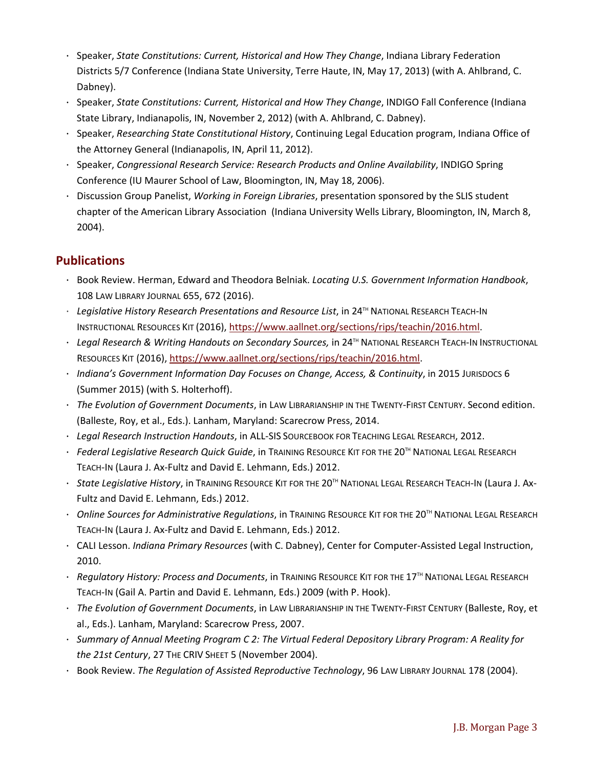- Speaker, *State Constitutions: Current, Historical and How They Change*, Indiana Library Federation Districts 5/7 Conference (Indiana State University, Terre Haute, IN, May 17, 2013) (with A. Ahlbrand, C. Dabney).
- Speaker, *State Constitutions: Current, Historical and How They Change*, INDIGO Fall Conference (Indiana State Library, Indianapolis, IN, November 2, 2012) (with A. Ahlbrand, C. Dabney).
- Speaker, *Researching State Constitutional History*, Continuing Legal Education program, Indiana Office of the Attorney General (Indianapolis, IN, April 11, 2012).
- Speaker, *Congressional Research Service: Research Products and Online Availability*, INDIGO Spring Conference (IU Maurer School of Law, Bloomington, IN, May 18, 2006).
- Discussion Group Panelist, *Working in Foreign Libraries*, presentation sponsored by the SLIS student chapter of the American Library Association (Indiana University Wells Library, Bloomington, IN, March 8, 2004).

## Publications

- Book Review. Herman, Edward and Theodora Belniak. *Locating U.S. Government Information Handbook*, 108 LAW LIBRARY JOURNAL 655, 672 (2016).
- *Legislative History Research Presentations and Resource List*, in 24TH NATIONAL RESEARCH TEACH-IN INSTRUCTIONAL RESOURCES KIT (2016), https://www.aallnet.org/sections/rips/teachin/2016.html.
- *Legal Research & Writing Handouts on Secondary Sources,* in 24TH NATIONAL RESEARCH TEACH-IN INSTRUCTIONAL RESOURCES KIT (2016), https://www.aallnet.org/sections/rips/teachin/2016.html.
- *Indiana's Government Information Day Focuses on Change, Access, & Continuity*, in 2015 JURISDOCS 6 (Summer 2015) (with S. Holterhoff).
- *The Evolution of Government Documents*, in LAW LIBRARIANSHIP IN THE TWENTY-FIRST CENTURY. Second edition. (Balleste, Roy, et al., Eds.). Lanham, Maryland: Scarecrow Press, 2014.
- *Legal Research Instruction Handouts*, in ALL-SIS SOURCEBOOK FOR TEACHING LEGAL RESEARCH, 2012.
- *Federal Legislative Research Quick Guide*, in TRAINING RESOURCE KIT FOR THE 20TH NATIONAL LEGAL RESEARCH TEACH-IN (Laura J. Ax-Fultz and David E. Lehmann, Eds.) 2012.
- *State Legislative History*, in TRAINING RESOURCE KIT FOR THE 20TH NATIONAL LEGAL RESEARCH TEACH-IN (Laura J. Ax-Fultz and David E. Lehmann, Eds.) 2012.
- *Online Sources for Administrative Regulations*, in TRAINING RESOURCE KIT FOR THE 20TH NATIONAL LEGAL RESEARCH TEACH-IN (Laura J. Ax-Fultz and David E. Lehmann, Eds.) 2012.
- CALI Lesson. *Indiana Primary Resources* (with C. Dabney), Center for Computer-Assisted Legal Instruction, 2010.
- *Regulatory History: Process and Documents*, in TRAINING RESOURCE KIT FOR THE 17TH NATIONAL LEGAL RESEARCH TEACH-IN (Gail A. Partin and David E. Lehmann, Eds.) 2009 (with P. Hook).
- *The Evolution of Government Documents*, in LAW LIBRARIANSHIP IN THE TWENTY-FIRST CENTURY (Balleste, Roy, et al., Eds.). Lanham, Maryland: Scarecrow Press, 2007.
- *Summary of Annual Meeting Program C 2: The Virtual Federal Depository Library Program: A Reality for the 21st Century*, 27 THE CRIV SHEET 5 (November 2004).
- Book Review. *The Regulation of Assisted Reproductive Technology*, 96 LAW LIBRARY JOURNAL 178 (2004).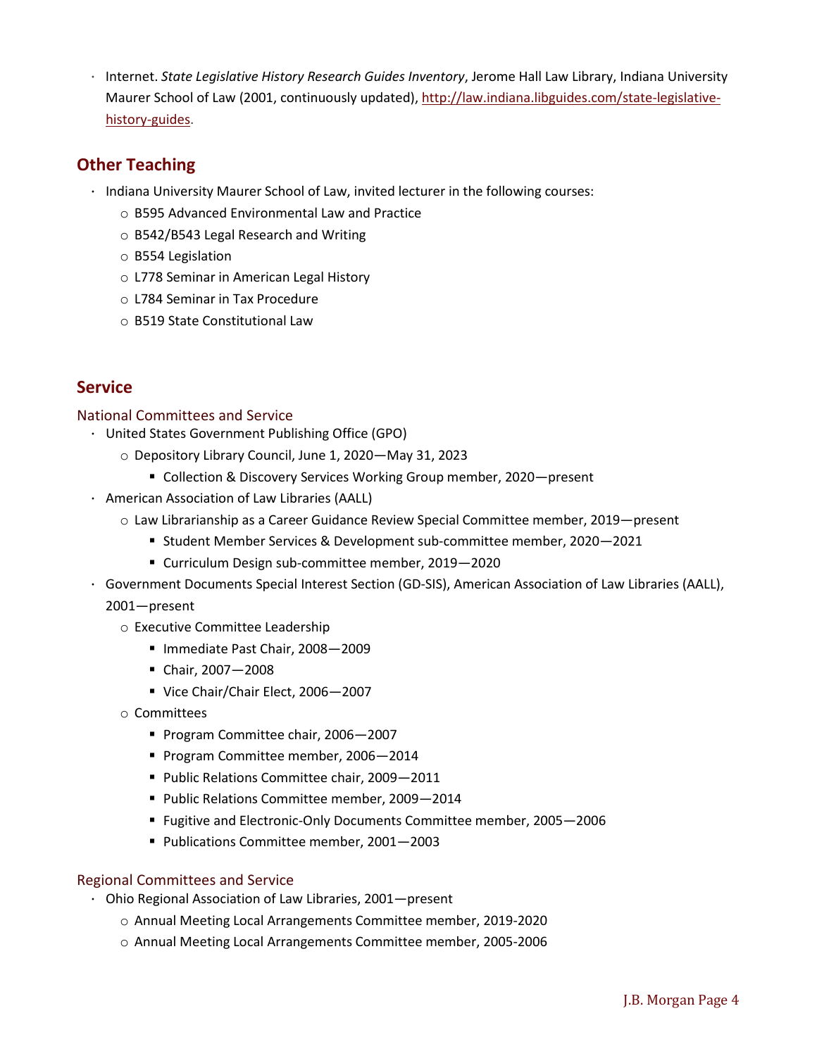- Internet. *State Legislative History Research Guides Inventory*, Jerome Hall Law Library, Indiana University Maurer School of Law (2001, continuously updated), [http://law.indiana.libguides.com/state-legislative-history-guides](http://law.indiana.libguides.com/state-legislative-history-guides).

## Other Teaching

- Indiana University Maurer School of Law, invited lecturer in the following courses:
  - B595 Advanced Environmental Law and Practice
  - B542/B543 Legal Research and Writing
  - B554 Legislation
  - L778 Seminar in American Legal History
  - L784 Seminar in Tax Procedure
  - B519 State Constitutional Law

## Service

### National Committees and Service

- United States Government Publishing Office (GPO)
  - Depository Library Council, June 1, 2020—May 31, 2023
    - Collection & Discovery Services Working Group member, 2020—present
- American Association of Law Libraries (AALL)
  - Law Librarianship as a Career Guidance Review Special Committee member, 2019—present
    - Student Member Services & Development sub-committee member, 2020—2021
    - Curriculum Design sub-committee member, 2019—2020
- Government Documents Special Interest Section (GD-SIS), American Association of Law Libraries (AALL), 2001—present
  - Executive Committee Leadership
    - Immediate Past Chair, 2008—2009
    - Chair, 2007—2008
    - Vice Chair/Chair Elect, 2006—2007
  - Committees
    - Program Committee chair, 2006—2007
    - Program Committee member, 2006—2014
    - Public Relations Committee chair, 2009—2011
    - Public Relations Committee member, 2009—2014
    - Fugitive and Electronic-Only Documents Committee member, 2005—2006
    - Publications Committee member, 2001—2003

### Regional Committees and Service

- Ohio Regional Association of Law Libraries, 2001—present
  - Annual Meeting Local Arrangements Committee member, 2019-2020
  - Annual Meeting Local Arrangements Committee member, 2005-2006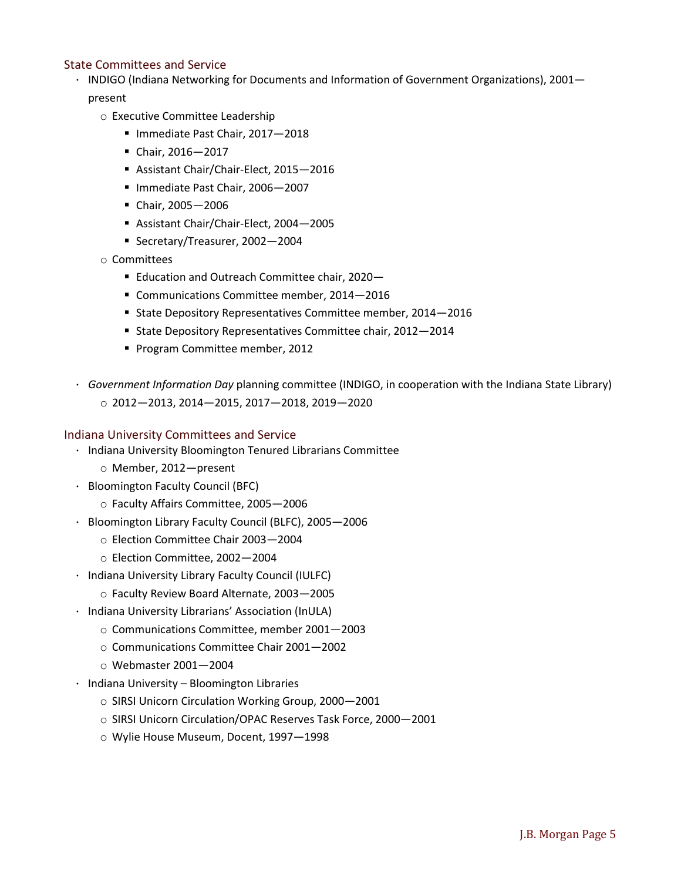## State Committees and Service

- INDIGO (Indiana Networking for Documents and Information of Government Organizations), 2001—present
  - Executive Committee Leadership
    - Immediate Past Chair, 2017—2018
    - Chair, 2016—2017
    - Assistant Chair/Chair-Elect, 2015—2016
    - Immediate Past Chair, 2006—2007
    - Chair, 2005—2006
    - Assistant Chair/Chair-Elect, 2004—2005
    - Secretary/Treasurer, 2002—2004
  - Committees
    - Education and Outreach Committee chair, 2020—
    - Communications Committee member, 2014—2016
    - State Depository Representatives Committee member, 2014—2016
    - State Depository Representatives Committee chair, 2012—2014
    - Program Committee member, 2012
- *Government Information Day* planning committee (INDIGO, in cooperation with the Indiana State Library)
  - 2012—2013, 2014—2015, 2017—2018, 2019—2020

## Indiana University Committees and Service

- Indiana University Bloomington Tenured Librarians Committee
  - Member, 2012—present
- Bloomington Faculty Council (BFC)
  - Faculty Affairs Committee, 2005—2006
- Bloomington Library Faculty Council (BLFC), 2005—2006
  - Election Committee Chair 2003—2004
  - Election Committee, 2002—2004
- Indiana University Library Faculty Council (IULFC)
  - Faculty Review Board Alternate, 2003—2005
- Indiana University Librarians' Association (InULA)
  - Communications Committee, member 2001—2003
  - Communications Committee Chair 2001—2002
  - Webmaster 2001—2004
- Indiana University – Bloomington Libraries
  - SIRSI Unicorn Circulation Working Group, 2000—2001
  - SIRSI Unicorn Circulation/OPAC Reserves Task Force, 2000—2001
  - Wylie House Museum, Docent, 1997—1998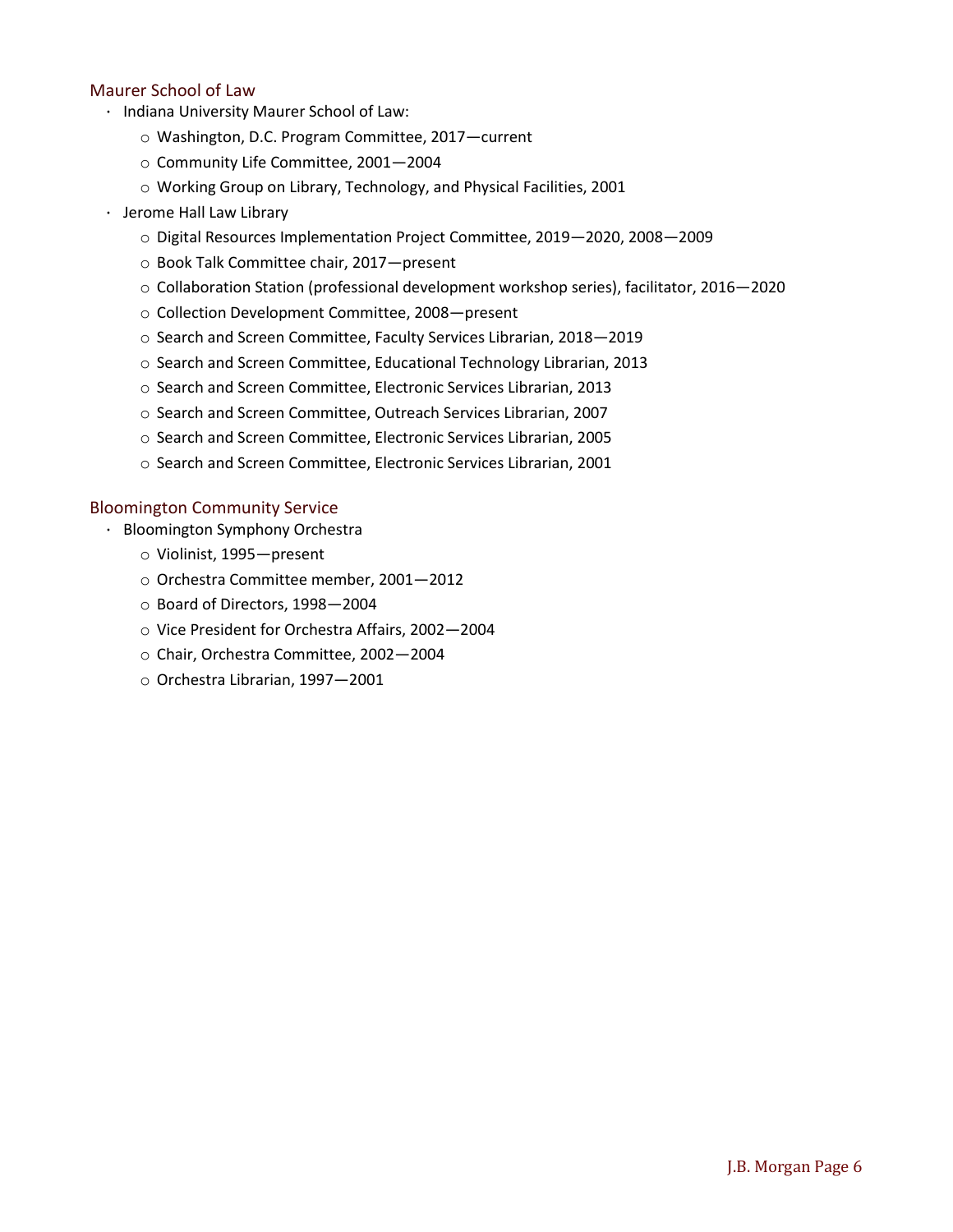## Maurer School of Law

- Indiana University Maurer School of Law:
  - Washington, D.C. Program Committee, 2017—current
  - Community Life Committee, 2001—2004
  - Working Group on Library, Technology, and Physical Facilities, 2001
- Jerome Hall Law Library
  - Digital Resources Implementation Project Committee, 2019—2020, 2008—2009
  - Book Talk Committee chair, 2017—present
  - Collaboration Station (professional development workshop series), facilitator, 2016—2020
  - Collection Development Committee, 2008—present
  - Search and Screen Committee, Faculty Services Librarian, 2018—2019
  - Search and Screen Committee, Educational Technology Librarian, 2013
  - Search and Screen Committee, Electronic Services Librarian, 2013
  - Search and Screen Committee, Outreach Services Librarian, 2007
  - Search and Screen Committee, Electronic Services Librarian, 2005
  - Search and Screen Committee, Electronic Services Librarian, 2001

## Bloomington Community Service

- Bloomington Symphony Orchestra
  - Violinist, 1995—present
  - Orchestra Committee member, 2001—2012
  - Board of Directors, 1998—2004
  - Vice President for Orchestra Affairs, 2002—2004
  - Chair, Orchestra Committee, 2002—2004
  - Orchestra Librarian, 1997—2001